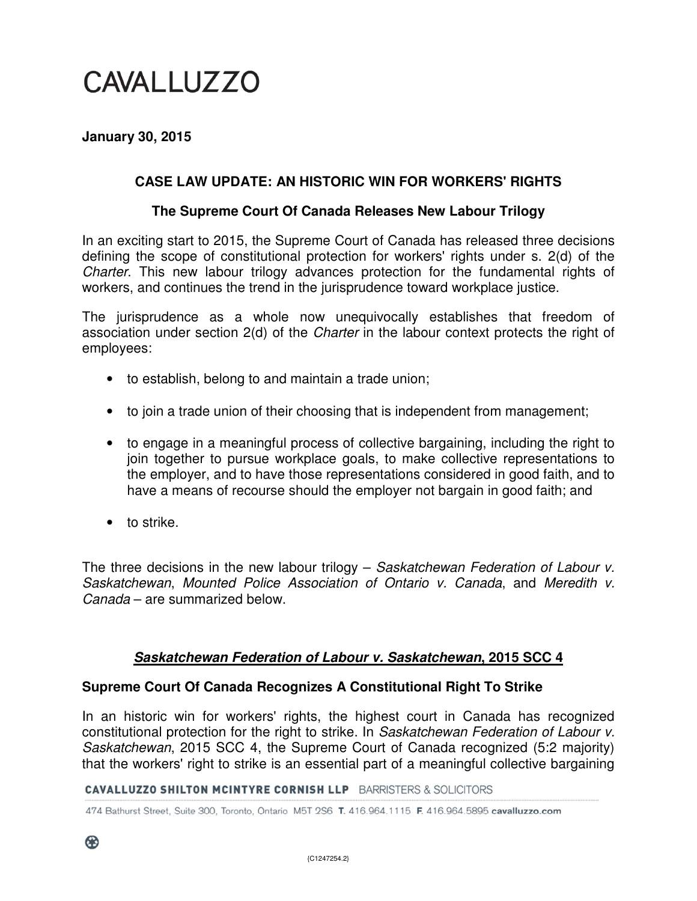# CAVALLUZZO

**January 30, 2015**

## CASE LAW UPDATE: AN HISTORIC WIN FOR WORKERS' RIGHTS

### The Supreme Court Of Canada Releases New Labour Trilogy

In an exciting start to 2015, the Supreme Court of Canada has released three decisions defining the scope of constitutional protection for workers' rights under s. 2(d) of the *Charter*. This new labour trilogy advances protection for the fundamental rights of workers, and continues the trend in the jurisprudence toward workplace justice.

The jurisprudence as a whole now unequivocally establishes that freedom of association under section 2(d) of the *Charter* in the labour context protects the right of employees:

- to establish, belong to and maintain a trade union;
- to join a trade union of their choosing that is independent from management;
- to engage in a meaningful process of collective bargaining, including the right to join together to pursue workplace goals, to make collective representations to the employer, and to have those representations considered in good faith, and to have a means of recourse should the employer not bargain in good faith; and
- to strike.

The three decisions in the new labour trilogy – *Saskatchewan Federation of Labour v. Saskatchewan*, *Mounted Police Association of Ontario v. Canada*, and *Meredith v. Canada* – are summarized below.

## ***Saskatchewan Federation of Labour v. Saskatchewan*, 2015 SCC 4**

### Supreme Court Of Canada Recognizes A Constitutional Right To Strike

In an historic win for workers' rights, the highest court in Canada has recognized constitutional protection for the right to strike. In *Saskatchewan Federation of Labour v. Saskatchewan*, 2015 SCC 4, the Supreme Court of Canada recognized (5:2 majority) that the workers' right to strike is an essential part of a meaningful collective bargaining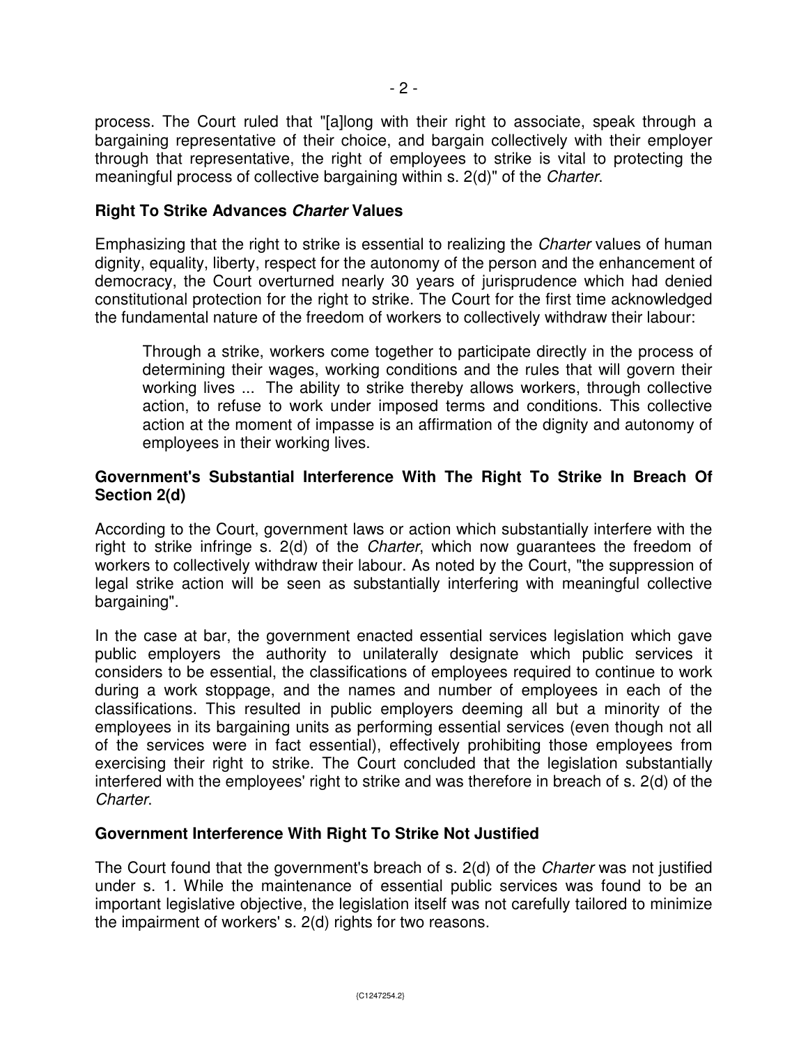process. The Court ruled that "[a]long with their right to associate, speak through a bargaining representative of their choice, and bargain collectively with their employer through that representative, the right of employees to strike is vital to protecting the meaningful process of collective bargaining within s. 2(d)" of the *Charter*.

### Right To Strike Advances *Charter* Values

Emphasizing that the right to strike is essential to realizing the *Charter* values of human dignity, equality, liberty, respect for the autonomy of the person and the enhancement of democracy, the Court overturned nearly 30 years of jurisprudence which had denied constitutional protection for the right to strike. The Court for the first time acknowledged the fundamental nature of the freedom of workers to collectively withdraw their labour:

> Through a strike, workers come together to participate directly in the process of determining their wages, working conditions and the rules that will govern their working lives ... The ability to strike thereby allows workers, through collective action, to refuse to work under imposed terms and conditions. This collective action at the moment of impasse is an affirmation of the dignity and autonomy of employees in their working lives.

### Government's Substantial Interference With The Right To Strike In Breach Of Section 2(d)

According to the Court, government laws or action which substantially interfere with the right to strike infringe s. 2(d) of the *Charter*, which now guarantees the freedom of workers to collectively withdraw their labour. As noted by the Court, "the suppression of legal strike action will be seen as substantially interfering with meaningful collective bargaining".

In the case at bar, the government enacted essential services legislation which gave public employers the authority to unilaterally designate which public services it considers to be essential, the classifications of employees required to continue to work during a work stoppage, and the names and number of employees in each of the classifications. This resulted in public employers deeming all but a minority of the employees in its bargaining units as performing essential services (even though not all of the services were in fact essential), effectively prohibiting those employees from exercising their right to strike. The Court concluded that the legislation substantially interfered with the employees' right to strike and was therefore in breach of s. 2(d) of the *Charter*.

### Government Interference With Right To Strike Not Justified

The Court found that the government's breach of s. 2(d) of the *Charter* was not justified under s. 1. While the maintenance of essential public services was found to be an important legislative objective, the legislation itself was not carefully tailored to minimize the impairment of workers' s. 2(d) rights for two reasons.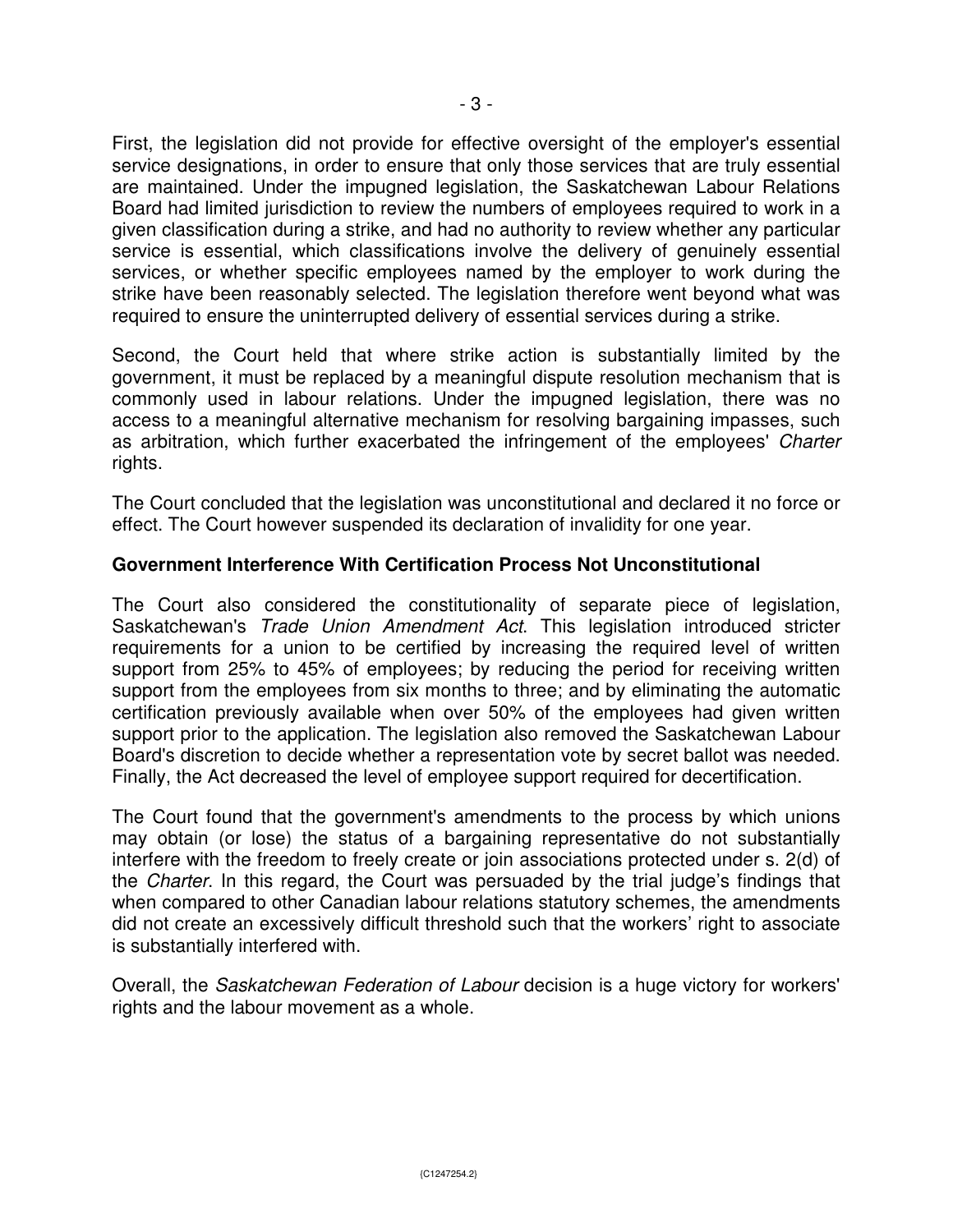First, the legislation did not provide for effective oversight of the employer's essential service designations, in order to ensure that only those services that are truly essential are maintained. Under the impugned legislation, the Saskatchewan Labour Relations Board had limited jurisdiction to review the numbers of employees required to work in a given classification during a strike, and had no authority to review whether any particular service is essential, which classifications involve the delivery of genuinely essential services, or whether specific employees named by the employer to work during the strike have been reasonably selected. The legislation therefore went beyond what was required to ensure the uninterrupted delivery of essential services during a strike.

Second, the Court held that where strike action is substantially limited by the government, it must be replaced by a meaningful dispute resolution mechanism that is commonly used in labour relations. Under the impugned legislation, there was no access to a meaningful alternative mechanism for resolving bargaining impasses, such as arbitration, which further exacerbated the infringement of the employees' *Charter* rights.

The Court concluded that the legislation was unconstitutional and declared it no force or effect. The Court however suspended its declaration of invalidity for one year.

**Government Interference With Certification Process Not Unconstitutional**

The Court also considered the constitutionality of separate piece of legislation, Saskatchewan's *Trade Union Amendment Act*. This legislation introduced stricter requirements for a union to be certified by increasing the required level of written support from 25% to 45% of employees; by reducing the period for receiving written support from the employees from six months to three; and by eliminating the automatic certification previously available when over 50% of the employees had given written support prior to the application. The legislation also removed the Saskatchewan Labour Board's discretion to decide whether a representation vote by secret ballot was needed. Finally, the Act decreased the level of employee support required for decertification.

The Court found that the government's amendments to the process by which unions may obtain (or lose) the status of a bargaining representative do not substantially interfere with the freedom to freely create or join associations protected under s. 2(d) of the *Charter*. In this regard, the Court was persuaded by the trial judge's findings that when compared to other Canadian labour relations statutory schemes, the amendments did not create an excessively difficult threshold such that the workers' right to associate is substantially interfered with.

Overall, the *Saskatchewan Federation of Labour* decision is a huge victory for workers' rights and the labour movement as a whole.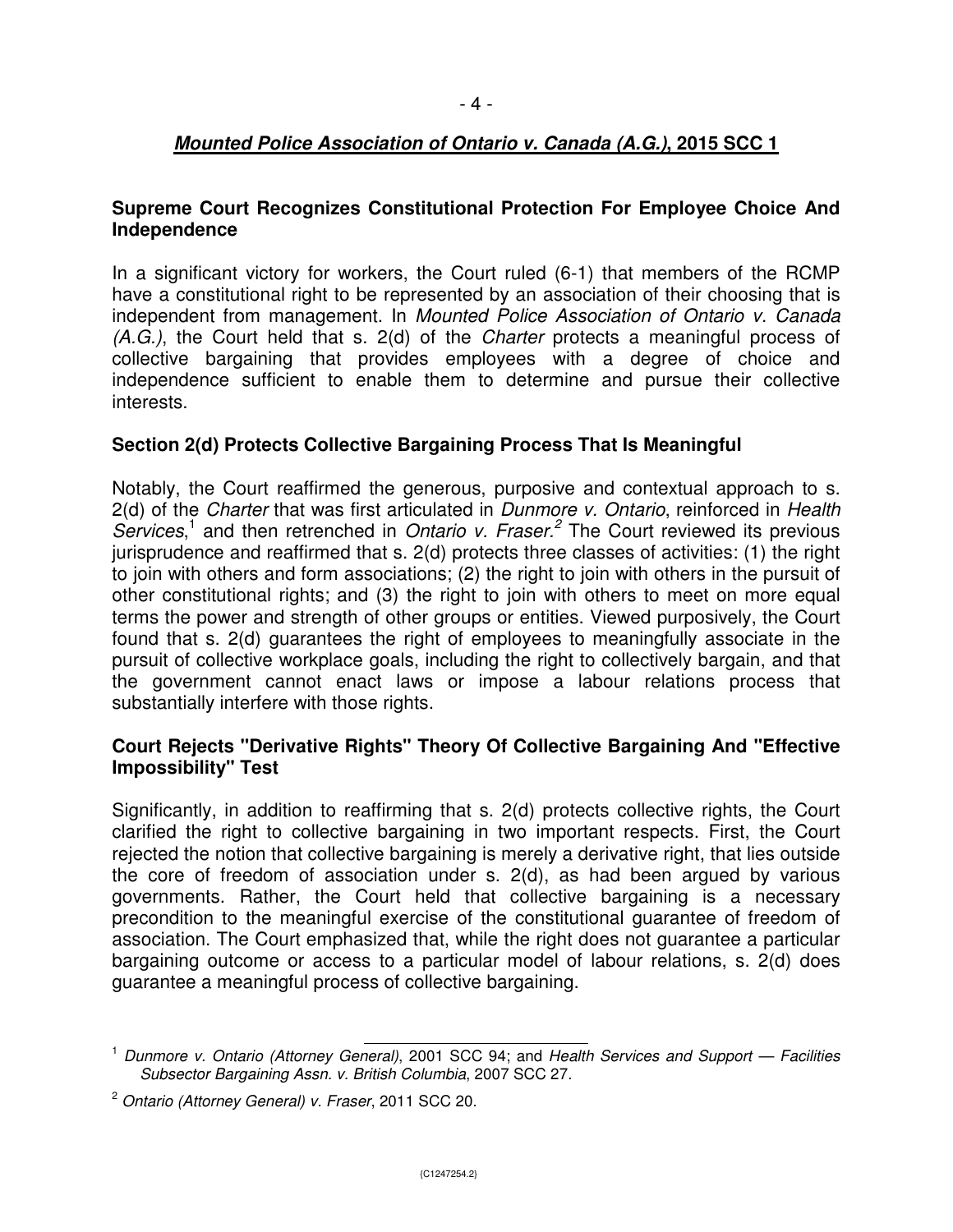## ***Mounted Police Association of Ontario v. Canada (A.G.)*, 2015 SCC 1**

### Supreme Court Recognizes Constitutional Protection For Employee Choice And Independence

In a significant victory for workers, the Court ruled (6-1) that members of the RCMP have a constitutional right to be represented by an association of their choosing that is independent from management. In *Mounted Police Association of Ontario v. Canada (A.G.)*, the Court held that s. 2(d) of the *Charter* protects a meaningful process of collective bargaining that provides employees with a degree of choice and independence sufficient to enable them to determine and pursue their collective interests.

### Section 2(d) Protects Collective Bargaining Process That Is Meaningful

Notably, the Court reaffirmed the generous, purposive and contextual approach to s. 2(d) of the *Charter* that was first articulated in *Dunmore v. Ontario*, reinforced in *Health Services*,[1] and then retrenched in *Ontario v. Fraser*.[2] The Court reviewed its previous jurisprudence and reaffirmed that s. 2(d) protects three classes of activities: (1) the right to join with others and form associations; (2) the right to join with others in the pursuit of other constitutional rights; and (3) the right to join with others to meet on more equal terms the power and strength of other groups or entities. Viewed purposively, the Court found that s. 2(d) guarantees the right of employees to meaningfully associate in the pursuit of collective workplace goals, including the right to collectively bargain, and that the government cannot enact laws or impose a labour relations process that substantially interfere with those rights.

### Court Rejects "Derivative Rights" Theory Of Collective Bargaining And "Effective Impossibility" Test

Significantly, in addition to reaffirming that s. 2(d) protects collective rights, the Court clarified the right to collective bargaining in two important respects. First, the Court rejected the notion that collective bargaining is merely a derivative right, that lies outside the core of freedom of association under s. 2(d), as had been argued by various governments. Rather, the Court held that collective bargaining is a necessary precondition to the meaningful exercise of the constitutional guarantee of freedom of association. The Court emphasized that, while the right does not guarantee a particular bargaining outcome or access to a particular model of labour relations, s. 2(d) does guarantee a meaningful process of collective bargaining.

---

[1] *Dunmore v. Ontario (Attorney General)*, 2001 SCC 94; and *Health Services and Support — Facilities Subsector Bargaining Assn. v. British Columbia*, 2007 SCC 27.

[2] *Ontario (Attorney General) v. Fraser*, 2011 SCC 20.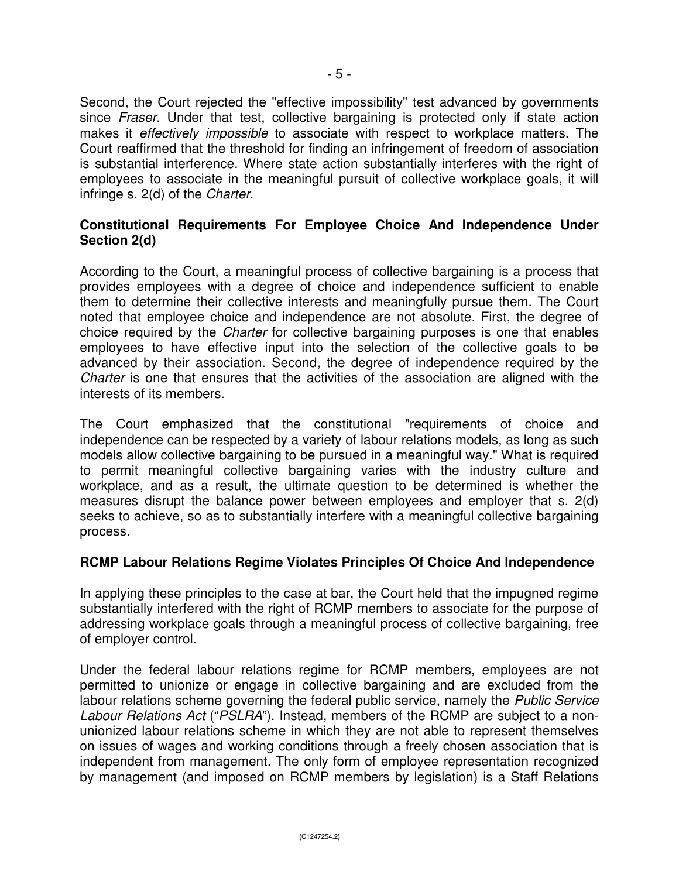Second, the Court rejected the "effective impossibility" test advanced by governments since *Fraser*. Under that test, collective bargaining is protected only if state action makes it *effectively impossible* to associate with respect to workplace matters. The Court reaffirmed that the threshold for finding an infringement of freedom of association is substantial interference. Where state action substantially interferes with the right of employees to associate in the meaningful pursuit of collective workplace goals, it will infringe s. 2(d) of the *Charter*.

**Constitutional Requirements For Employee Choice And Independence Under Section 2(d)**

According to the Court, a meaningful process of collective bargaining is a process that provides employees with a degree of choice and independence sufficient to enable them to determine their collective interests and meaningfully pursue them. The Court noted that employee choice and independence are not absolute. First, the degree of choice required by the *Charter* for collective bargaining purposes is one that enables employees to have effective input into the selection of the collective goals to be advanced by their association. Second, the degree of independence required by the *Charter* is one that ensures that the activities of the association are aligned with the interests of its members.

The Court emphasized that the constitutional "requirements of choice and independence can be respected by a variety of labour relations models, as long as such models allow collective bargaining to be pursued in a meaningful way." What is required to permit meaningful collective bargaining varies with the industry culture and workplace, and as a result, the ultimate question to be determined is whether the measures disrupt the balance power between employees and employer that s. 2(d) seeks to achieve, so as to substantially interfere with a meaningful collective bargaining process.

**RCMP Labour Relations Regime Violates Principles Of Choice And Independence**

In applying these principles to the case at bar, the Court held that the impugned regime substantially interfered with the right of RCMP members to associate for the purpose of addressing workplace goals through a meaningful process of collective bargaining, free of employer control.

Under the federal labour relations regime for RCMP members, employees are not permitted to unionize or engage in collective bargaining and are excluded from the labour relations scheme governing the federal public service, namely the *Public Service Labour Relations Act* ("*PSLRA*"). Instead, members of the RCMP are subject to a non-unionized labour relations scheme in which they are not able to represent themselves on issues of wages and working conditions through a freely chosen association that is independent from management. The only form of employee representation recognized by management (and imposed on RCMP members by legislation) is a Staff Relations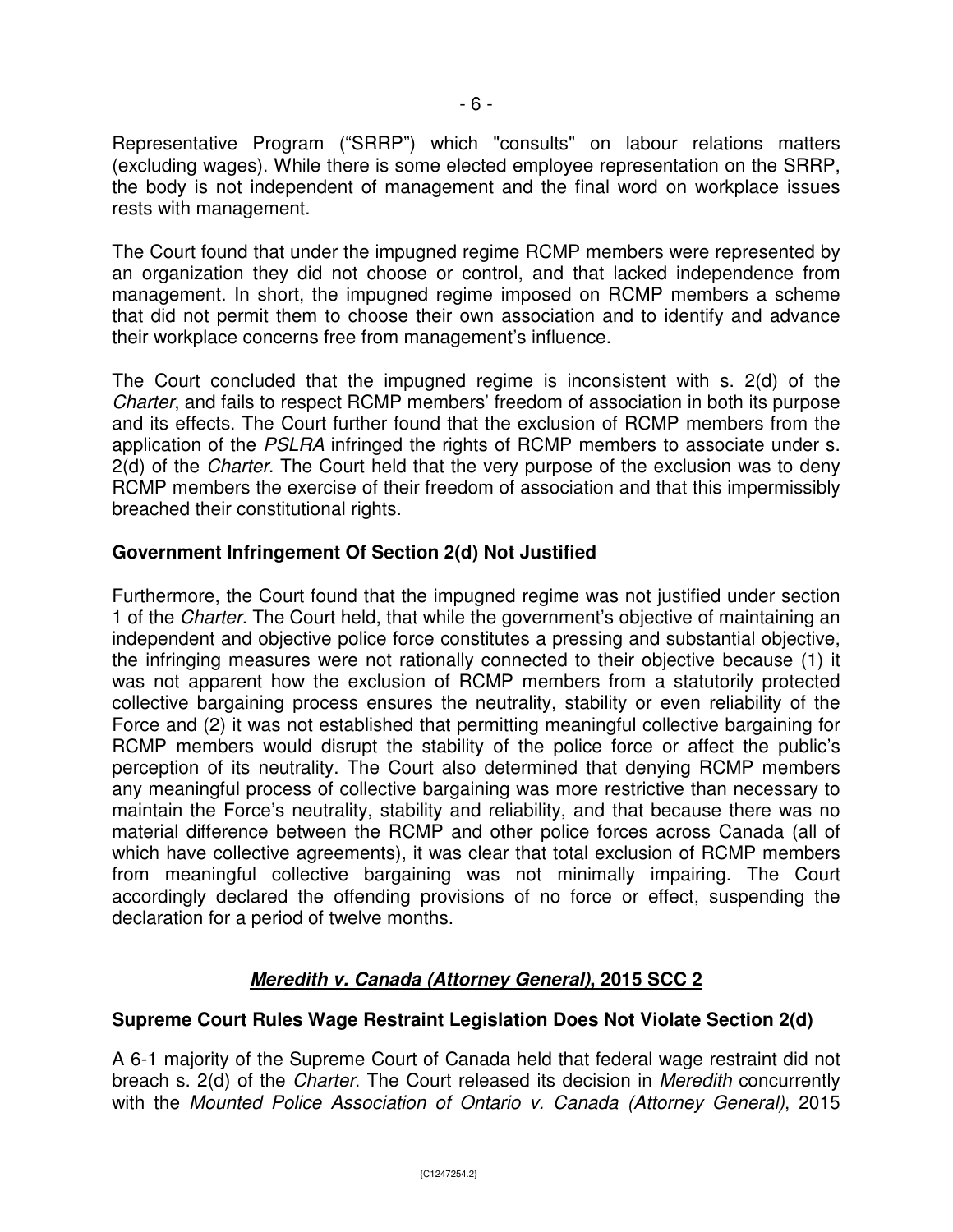Representative Program ("SRRP") which "consults" on labour relations matters (excluding wages). While there is some elected employee representation on the SRRP, the body is not independent of management and the final word on workplace issues rests with management.

The Court found that under the impugned regime RCMP members were represented by an organization they did not choose or control, and that lacked independence from management. In short, the impugned regime imposed on RCMP members a scheme that did not permit them to choose their own association and to identify and advance their workplace concerns free from management's influence.

The Court concluded that the impugned regime is inconsistent with s. 2(d) of the *Charter*, and fails to respect RCMP members' freedom of association in both its purpose and its effects. The Court further found that the exclusion of RCMP members from the application of the *PSLRA* infringed the rights of RCMP members to associate under s. 2(d) of the *Charter*. The Court held that the very purpose of the exclusion was to deny RCMP members the exercise of their freedom of association and that this impermissibly breached their constitutional rights.

**Government Infringement Of Section 2(d) Not Justified**

Furthermore, the Court found that the impugned regime was not justified under section 1 of the *Charter.* The Court held, that while the government's objective of maintaining an independent and objective police force constitutes a pressing and substantial objective, the infringing measures were not rationally connected to their objective because (1) it was not apparent how the exclusion of RCMP members from a statutorily protected collective bargaining process ensures the neutrality, stability or even reliability of the Force and (2) it was not established that permitting meaningful collective bargaining for RCMP members would disrupt the stability of the police force or affect the public's perception of its neutrality. The Court also determined that denying RCMP members any meaningful process of collective bargaining was more restrictive than necessary to maintain the Force's neutrality, stability and reliability, and that because there was no material difference between the RCMP and other police forces across Canada (all of which have collective agreements), it was clear that total exclusion of RCMP members from meaningful collective bargaining was not minimally impairing. The Court accordingly declared the offending provisions of no force or effect, suspending the declaration for a period of twelve months.

## ***Meredith v. Canada (Attorney General)*, 2015 SCC 2**

**Supreme Court Rules Wage Restraint Legislation Does Not Violate Section 2(d)**

A 6-1 majority of the Supreme Court of Canada held that federal wage restraint did not breach s. 2(d) of the *Charter*. The Court released its decision in *Meredith* concurrently with the *Mounted Police Association of Ontario v. Canada (Attorney General)*, 2015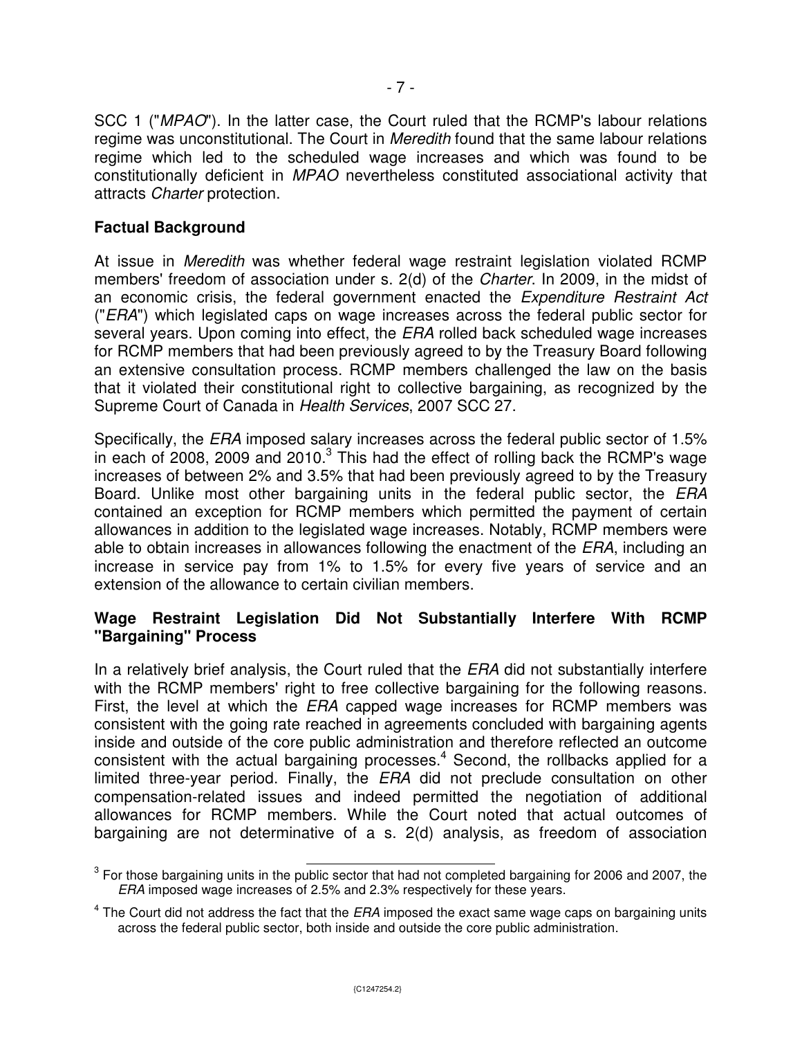SCC 1 ("*MPAO*"). In the latter case, the Court ruled that the RCMP's labour relations regime was unconstitutional. The Court in *Meredith* found that the same labour relations regime which led to the scheduled wage increases and which was found to be constitutionally deficient in *MPAO* nevertheless constituted associational activity that attracts *Charter* protection.

**Factual Background**

At issue in *Meredith* was whether federal wage restraint legislation violated RCMP members' freedom of association under s. 2(d) of the *Charter*. In 2009, in the midst of an economic crisis, the federal government enacted the *Expenditure Restraint Act* ("*ERA*") which legislated caps on wage increases across the federal public sector for several years. Upon coming into effect, the *ERA* rolled back scheduled wage increases for RCMP members that had been previously agreed to by the Treasury Board following an extensive consultation process. RCMP members challenged the law on the basis that it violated their constitutional right to collective bargaining, as recognized by the Supreme Court of Canada in *Health Services*, 2007 SCC 27.

Specifically, the *ERA* imposed salary increases across the federal public sector of 1.5% in each of 2008, 2009 and 2010.[3] This had the effect of rolling back the RCMP's wage increases of between 2% and 3.5% that had been previously agreed to by the Treasury Board. Unlike most other bargaining units in the federal public sector, the *ERA* contained an exception for RCMP members which permitted the payment of certain allowances in addition to the legislated wage increases. Notably, RCMP members were able to obtain increases in allowances following the enactment of the *ERA*, including an increase in service pay from 1% to 1.5% for every five years of service and an extension of the allowance to certain civilian members.

**Wage Restraint Legislation Did Not Substantially Interfere With RCMP "Bargaining" Process**

In a relatively brief analysis, the Court ruled that the *ERA* did not substantially interfere with the RCMP members' right to free collective bargaining for the following reasons. First, the level at which the *ERA* capped wage increases for RCMP members was consistent with the going rate reached in agreements concluded with bargaining agents inside and outside of the core public administration and therefore reflected an outcome consistent with the actual bargaining processes.[4] Second, the rollbacks applied for a limited three-year period. Finally, the *ERA* did not preclude consultation on other compensation-related issues and indeed permitted the negotiation of additional allowances for RCMP members. While the Court noted that actual outcomes of bargaining are not determinative of a s. 2(d) analysis, as freedom of association

---

[3] For those bargaining units in the public sector that had not completed bargaining for 2006 and 2007, the *ERA* imposed wage increases of 2.5% and 2.3% respectively for these years.

[4] The Court did not address the fact that the *ERA* imposed the exact same wage caps on bargaining units across the federal public sector, both inside and outside the core public administration.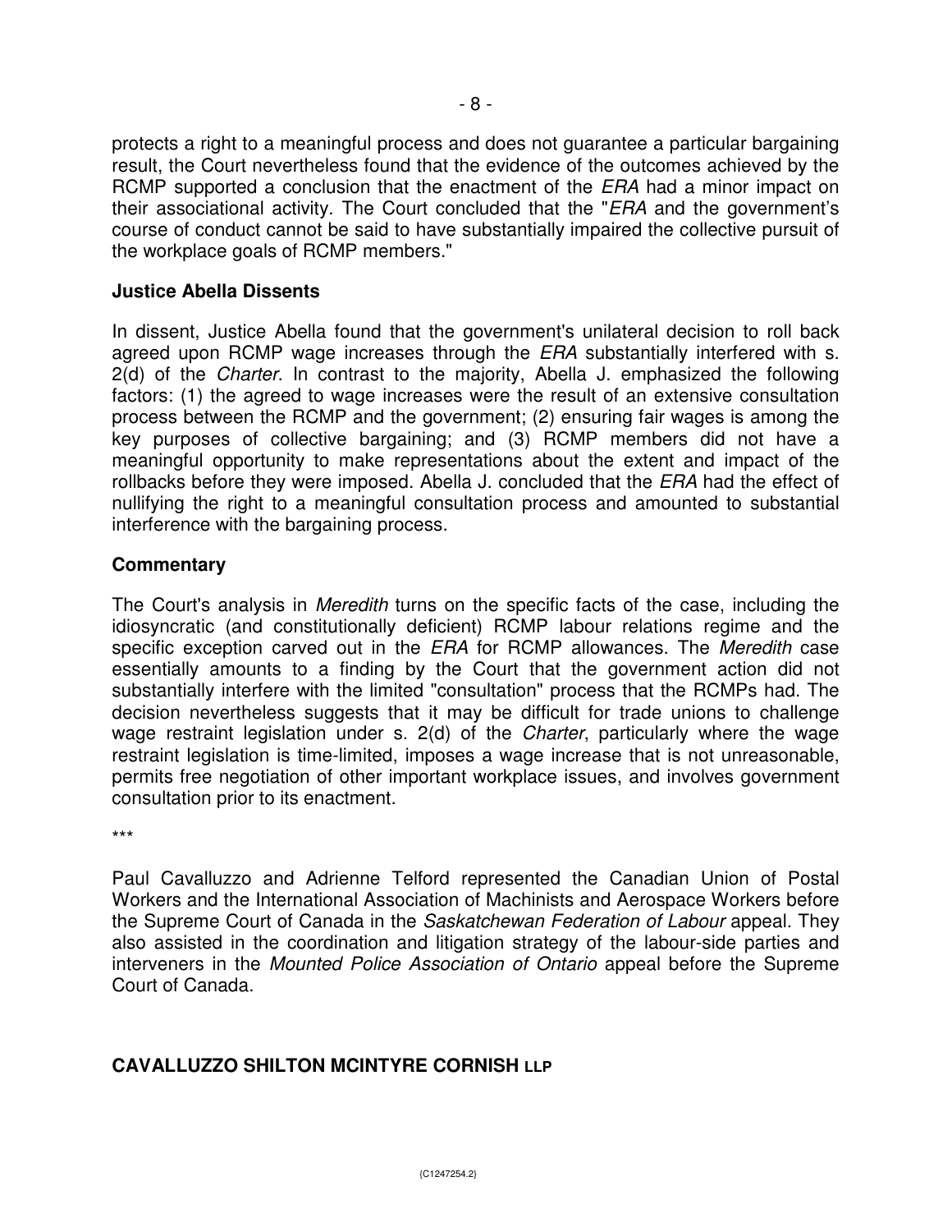protects a right to a meaningful process and does not guarantee a particular bargaining result, the Court nevertheless found that the evidence of the outcomes achieved by the RCMP supported a conclusion that the enactment of the *ERA* had a minor impact on their associational activity. The Court concluded that the "*ERA* and the government's course of conduct cannot be said to have substantially impaired the collective pursuit of the workplace goals of RCMP members."

### Justice Abella Dissents

In dissent, Justice Abella found that the government's unilateral decision to roll back agreed upon RCMP wage increases through the *ERA* substantially interfered with s. 2(d) of the *Charter*. In contrast to the majority, Abella J. emphasized the following factors: (1) the agreed to wage increases were the result of an extensive consultation process between the RCMP and the government; (2) ensuring fair wages is among the key purposes of collective bargaining; and (3) RCMP members did not have a meaningful opportunity to make representations about the extent and impact of the rollbacks before they were imposed. Abella J. concluded that the *ERA* had the effect of nullifying the right to a meaningful consultation process and amounted to substantial interference with the bargaining process.

### Commentary

The Court's analysis in *Meredith* turns on the specific facts of the case, including the idiosyncratic (and constitutionally deficient) RCMP labour relations regime and the specific exception carved out in the *ERA* for RCMP allowances. The *Meredith* case essentially amounts to a finding by the Court that the government action did not substantially interfere with the limited "consultation" process that the RCMPs had. The decision nevertheless suggests that it may be difficult for trade unions to challenge wage restraint legislation under s. 2(d) of the *Charter*, particularly where the wage restraint legislation is time-limited, imposes a wage increase that is not unreasonable, permits free negotiation of other important workplace issues, and involves government consultation prior to its enactment.

***

Paul Cavalluzzo and Adrienne Telford represented the Canadian Union of Postal Workers and the International Association of Machinists and Aerospace Workers before the Supreme Court of Canada in the *Saskatchewan Federation of Labour* appeal. They also assisted in the coordination and litigation strategy of the labour-side parties and interveners in the *Mounted Police Association of Ontario* appeal before the Supreme Court of Canada.

**CAVALLUZZO SHILTON MCINTYRE CORNISH LLP**

{C1247254.2}